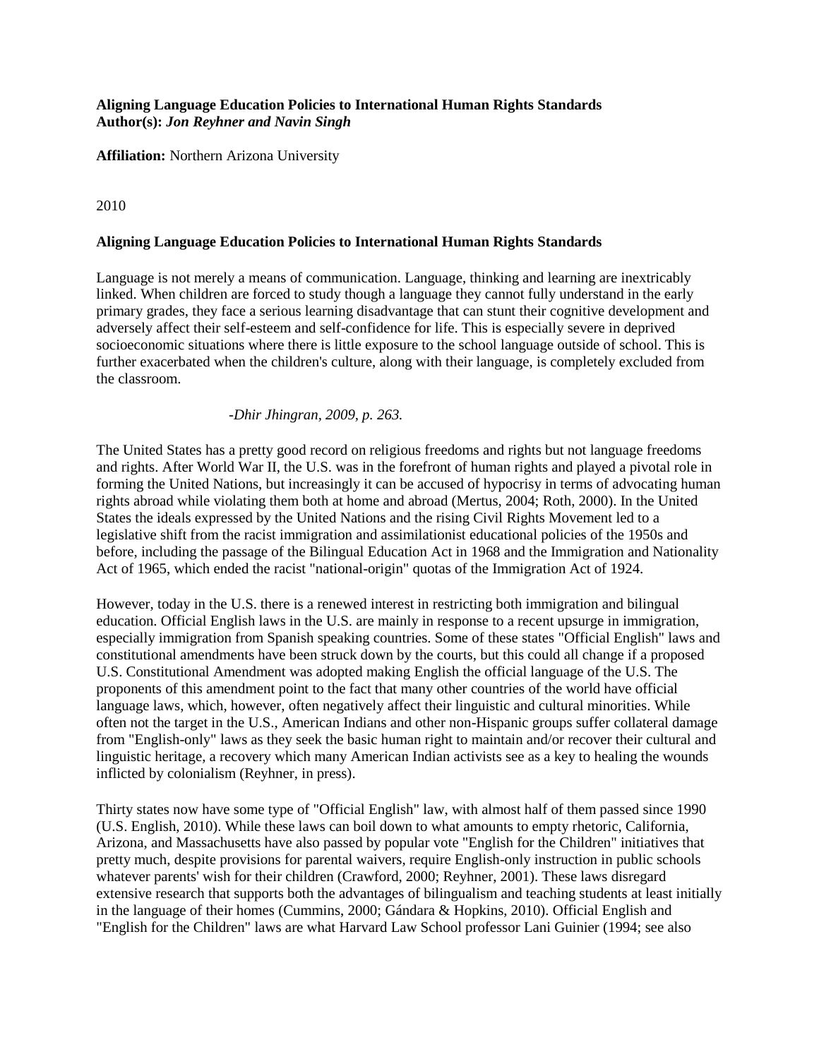**Aligning Language Education Policies to International Human Rights Standards**
**Author(s):** ***Jon Reyhner and Navin Singh***

**Affiliation:** Northern Arizona University

2010

## Aligning Language Education Policies to International Human Rights Standards

Language is not merely a means of communication. Language, thinking and learning are inextricably linked. When children are forced to study though a language they cannot fully understand in the early primary grades, they face a serious learning disadvantage that can stunt their cognitive development and adversely affect their self-esteem and self-confidence for life. This is especially severe in deprived socioeconomic situations where there is little exposure to the school language outside of school. This is further exacerbated when the children's culture, along with their language, is completely excluded from the classroom.

*-Dhir Jhingran, 2009, p. 263.*

The United States has a pretty good record on religious freedoms and rights but not language freedoms and rights. After World War II, the U.S. was in the forefront of human rights and played a pivotal role in forming the United Nations, but increasingly it can be accused of hypocrisy in terms of advocating human rights abroad while violating them both at home and abroad (Mertus, 2004; Roth, 2000). In the United States the ideals expressed by the United Nations and the rising Civil Rights Movement led to a legislative shift from the racist immigration and assimilationist educational policies of the 1950s and before, including the passage of the Bilingual Education Act in 1968 and the Immigration and Nationality Act of 1965, which ended the racist "national-origin" quotas of the Immigration Act of 1924.

However, today in the U.S. there is a renewed interest in restricting both immigration and bilingual education. Official English laws in the U.S. are mainly in response to a recent upsurge in immigration, especially immigration from Spanish speaking countries. Some of these states "Official English" laws and constitutional amendments have been struck down by the courts, but this could all change if a proposed U.S. Constitutional Amendment was adopted making English the official language of the U.S. The proponents of this amendment point to the fact that many other countries of the world have official language laws, which, however, often negatively affect their linguistic and cultural minorities. While often not the target in the U.S., American Indians and other non-Hispanic groups suffer collateral damage from "English-only" laws as they seek the basic human right to maintain and/or recover their cultural and linguistic heritage, a recovery which many American Indian activists see as a key to healing the wounds inflicted by colonialism (Reyhner, in press).

Thirty states now have some type of "Official English" law, with almost half of them passed since 1990 (U.S. English, 2010). While these laws can boil down to what amounts to empty rhetoric, California, Arizona, and Massachusetts have also passed by popular vote "English for the Children" initiatives that pretty much, despite provisions for parental waivers, require English-only instruction in public schools whatever parents' wish for their children (Crawford, 2000; Reyhner, 2001). These laws disregard extensive research that supports both the advantages of bilingualism and teaching students at least initially in the language of their homes (Cummins, 2000; Gándara & Hopkins, 2010). Official English and "English for the Children" laws are what Harvard Law School professor Lani Guinier (1994; see also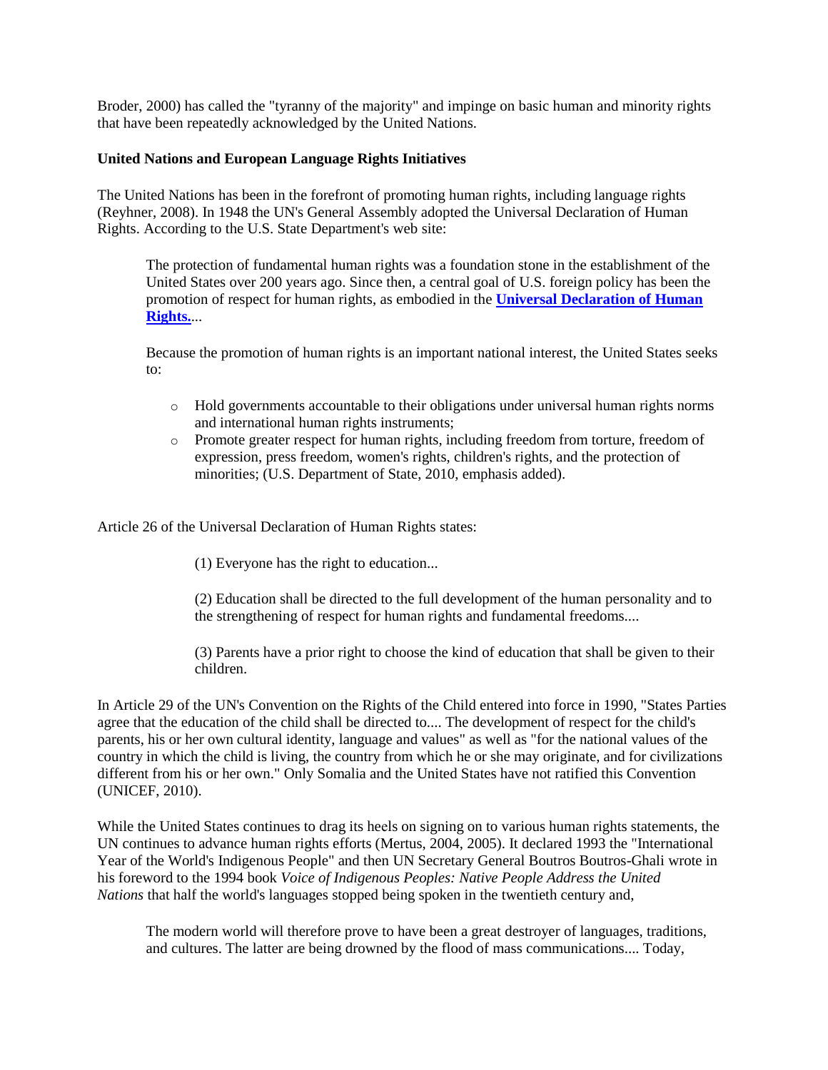Broder, 2000) has called the "tyranny of the majority" and impinge on basic human and minority rights that have been repeatedly acknowledged by the United Nations.

**United Nations and European Language Rights Initiatives**

The United Nations has been in the forefront of promoting human rights, including language rights (Reyhner, 2008). In 1948 the UN's General Assembly adopted the Universal Declaration of Human Rights. According to the U.S. State Department's web site:

> The protection of fundamental human rights was a foundation stone in the establishment of the United States over 200 years ago. Since then, a central goal of U.S. foreign policy has been the promotion of respect for human rights, as embodied in the **Universal Declaration of Human Rights.**...
>
> Because the promotion of human rights is an important national interest, the United States seeks to:
>
> - Hold governments accountable to their obligations under universal human rights norms and international human rights instruments;
> - Promote greater respect for human rights, including freedom from torture, freedom of expression, press freedom, women's rights, children's rights, and the protection of minorities; (U.S. Department of State, 2010, emphasis added).

Article 26 of the Universal Declaration of Human Rights states:

> (1) Everyone has the right to education...
>
> (2) Education shall be directed to the full development of the human personality and to the strengthening of respect for human rights and fundamental freedoms....
>
> (3) Parents have a prior right to choose the kind of education that shall be given to their children.

In Article 29 of the UN's Convention on the Rights of the Child entered into force in 1990, "States Parties agree that the education of the child shall be directed to.... The development of respect for the child's parents, his or her own cultural identity, language and values" as well as "for the national values of the country in which the child is living, the country from which he or she may originate, and for civilizations different from his or her own." Only Somalia and the United States have not ratified this Convention (UNICEF, 2010).

While the United States continues to drag its heels on signing on to various human rights statements, the UN continues to advance human rights efforts (Mertus, 2004, 2005). It declared 1993 the "International Year of the World's Indigenous People" and then UN Secretary General Boutros Boutros-Ghali wrote in his foreword to the 1994 book *Voice of Indigenous Peoples: Native People Address the United Nations* that half the world's languages stopped being spoken in the twentieth century and,

> The modern world will therefore prove to have been a great destroyer of languages, traditions, and cultures. The latter are being drowned by the flood of mass communications.... Today,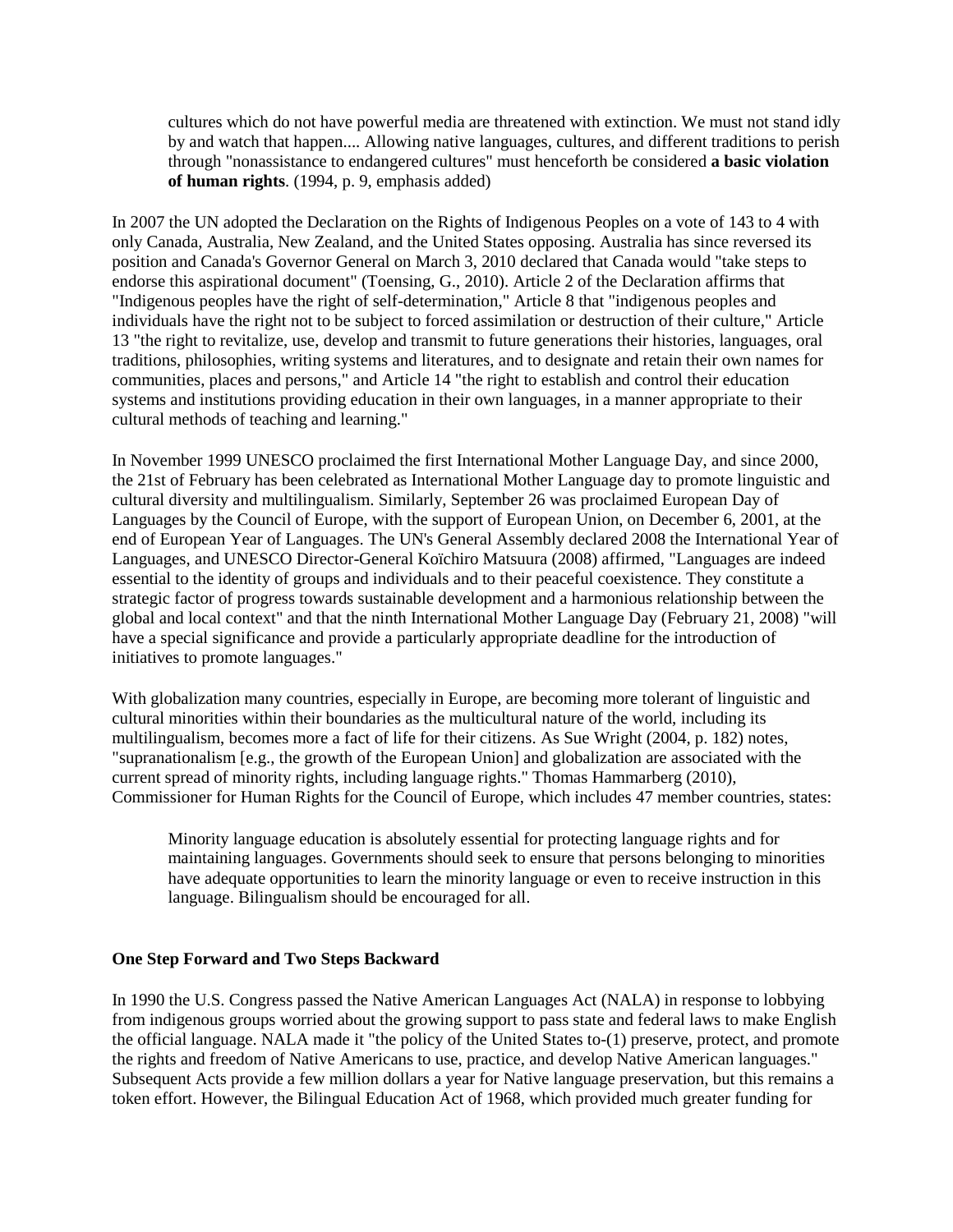> cultures which do not have powerful media are threatened with extinction. We must not stand idly by and watch that happen.... Allowing native languages, cultures, and different traditions to perish through "nonassistance to endangered cultures" must henceforth be considered **a basic violation of human rights**. (1994, p. 9, emphasis added)

In 2007 the UN adopted the Declaration on the Rights of Indigenous Peoples on a vote of 143 to 4 with only Canada, Australia, New Zealand, and the United States opposing. Australia has since reversed its position and Canada's Governor General on March 3, 2010 declared that Canada would "take steps to endorse this aspirational document" (Toensing, G., 2010). Article 2 of the Declaration affirms that "Indigenous peoples have the right of self-determination," Article 8 that "indigenous peoples and individuals have the right not to be subject to forced assimilation or destruction of their culture," Article 13 "the right to revitalize, use, develop and transmit to future generations their histories, languages, oral traditions, philosophies, writing systems and literatures, and to designate and retain their own names for communities, places and persons," and Article 14 "the right to establish and control their education systems and institutions providing education in their own languages, in a manner appropriate to their cultural methods of teaching and learning."

In November 1999 UNESCO proclaimed the first International Mother Language Day, and since 2000, the 21st of February has been celebrated as International Mother Language day to promote linguistic and cultural diversity and multilingualism. Similarly, September 26 was proclaimed European Day of Languages by the Council of Europe, with the support of European Union, on December 6, 2001, at the end of European Year of Languages. The UN's General Assembly declared 2008 the International Year of Languages, and UNESCO Director-General Koïchiro Matsuura (2008) affirmed, "Languages are indeed essential to the identity of groups and individuals and to their peaceful coexistence. They constitute a strategic factor of progress towards sustainable development and a harmonious relationship between the global and local context" and that the ninth International Mother Language Day (February 21, 2008) "will have a special significance and provide a particularly appropriate deadline for the introduction of initiatives to promote languages."

With globalization many countries, especially in Europe, are becoming more tolerant of linguistic and cultural minorities within their boundaries as the multicultural nature of the world, including its multilingualism, becomes more a fact of life for their citizens. As Sue Wright (2004, p. 182) notes, "supranationalism [e.g., the growth of the European Union] and globalization are associated with the current spread of minority rights, including language rights." Thomas Hammarberg (2010), Commissioner for Human Rights for the Council of Europe, which includes 47 member countries, states:

> Minority language education is absolutely essential for protecting language rights and for maintaining languages. Governments should seek to ensure that persons belonging to minorities have adequate opportunities to learn the minority language or even to receive instruction in this language. Bilingualism should be encouraged for all.

## One Step Forward and Two Steps Backward

In 1990 the U.S. Congress passed the Native American Languages Act (NALA) in response to lobbying from indigenous groups worried about the growing support to pass state and federal laws to make English the official language. NALA made it "the policy of the United States to-(1) preserve, protect, and promote the rights and freedom of Native Americans to use, practice, and develop Native American languages." Subsequent Acts provide a few million dollars a year for Native language preservation, but this remains a token effort. However, the Bilingual Education Act of 1968, which provided much greater funding for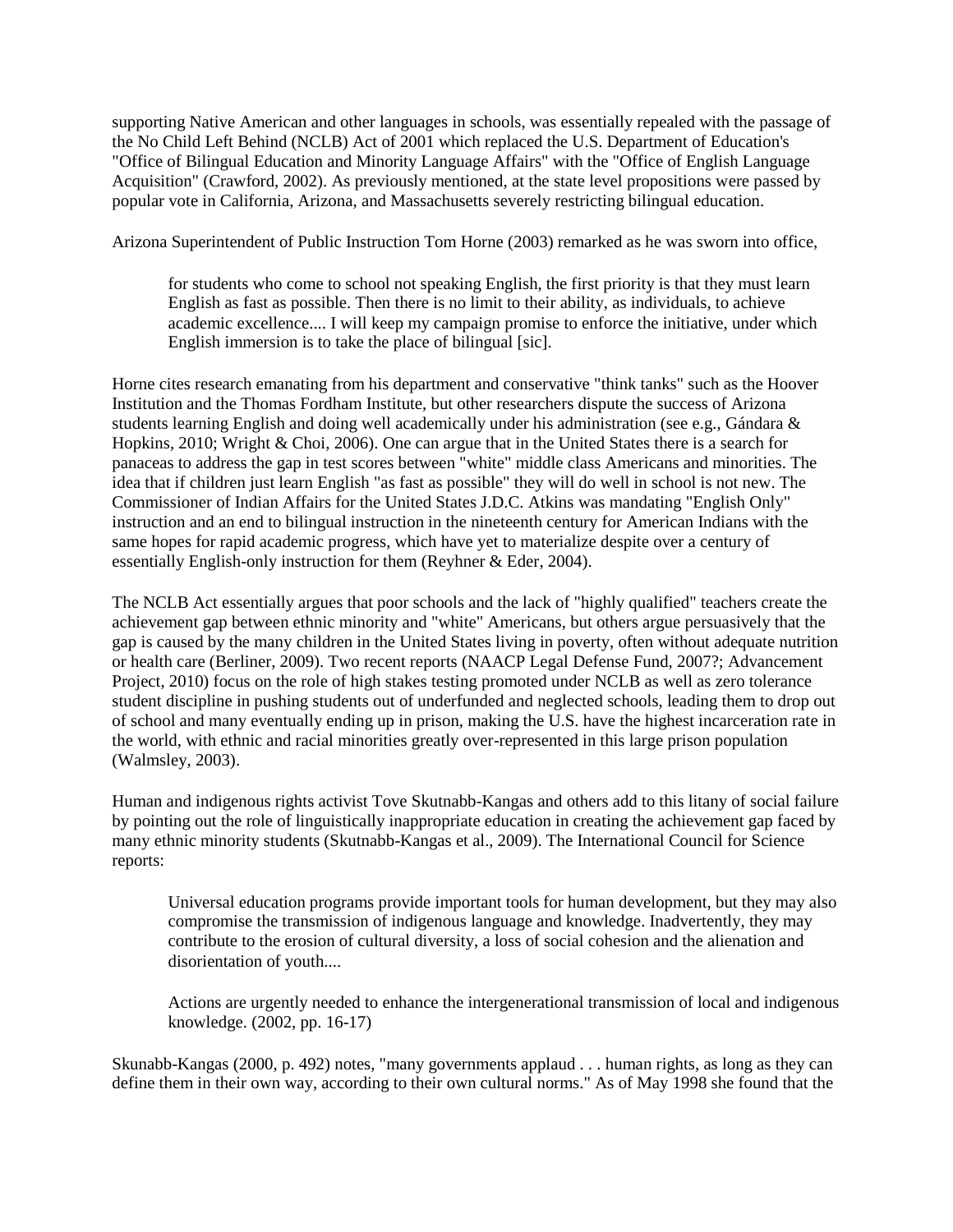supporting Native American and other languages in schools, was essentially repealed with the passage of the No Child Left Behind (NCLB) Act of 2001 which replaced the U.S. Department of Education's "Office of Bilingual Education and Minority Language Affairs" with the "Office of English Language Acquisition" (Crawford, 2002). As previously mentioned, at the state level propositions were passed by popular vote in California, Arizona, and Massachusetts severely restricting bilingual education.

Arizona Superintendent of Public Instruction Tom Horne (2003) remarked as he was sworn into office,

> for students who come to school not speaking English, the first priority is that they must learn English as fast as possible. Then there is no limit to their ability, as individuals, to achieve academic excellence.... I will keep my campaign promise to enforce the initiative, under which English immersion is to take the place of bilingual [sic].

Horne cites research emanating from his department and conservative "think tanks" such as the Hoover Institution and the Thomas Fordham Institute, but other researchers dispute the success of Arizona students learning English and doing well academically under his administration (see e.g., Gándara & Hopkins, 2010; Wright & Choi, 2006). One can argue that in the United States there is a search for panaceas to address the gap in test scores between "white" middle class Americans and minorities. The idea that if children just learn English "as fast as possible" they will do well in school is not new. The Commissioner of Indian Affairs for the United States J.D.C. Atkins was mandating "English Only" instruction and an end to bilingual instruction in the nineteenth century for American Indians with the same hopes for rapid academic progress, which have yet to materialize despite over a century of essentially English-only instruction for them (Reyhner & Eder, 2004).

The NCLB Act essentially argues that poor schools and the lack of "highly qualified" teachers create the achievement gap between ethnic minority and "white" Americans, but others argue persuasively that the gap is caused by the many children in the United States living in poverty, often without adequate nutrition or health care (Berliner, 2009). Two recent reports (NAACP Legal Defense Fund, 2007?; Advancement Project, 2010) focus on the role of high stakes testing promoted under NCLB as well as zero tolerance student discipline in pushing students out of underfunded and neglected schools, leading them to drop out of school and many eventually ending up in prison, making the U.S. have the highest incarceration rate in the world, with ethnic and racial minorities greatly over-represented in this large prison population (Walmsley, 2003).

Human and indigenous rights activist Tove Skutnabb-Kangas and others add to this litany of social failure by pointing out the role of linguistically inappropriate education in creating the achievement gap faced by many ethnic minority students (Skutnabb-Kangas et al., 2009). The International Council for Science reports:

> Universal education programs provide important tools for human development, but they may also compromise the transmission of indigenous language and knowledge. Inadvertently, they may contribute to the erosion of cultural diversity, a loss of social cohesion and the alienation and disorientation of youth....
>
> Actions are urgently needed to enhance the intergenerational transmission of local and indigenous knowledge. (2002, pp. 16-17)

Skunabb-Kangas (2000, p. 492) notes, "many governments applaud . . . human rights, as long as they can define them in their own way, according to their own cultural norms." As of May 1998 she found that the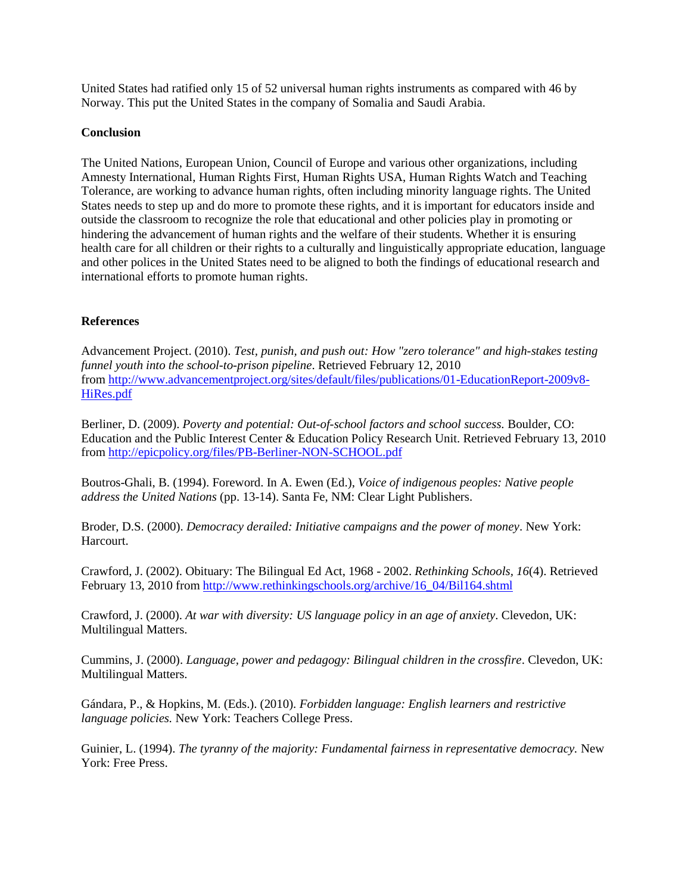United States had ratified only 15 of 52 universal human rights instruments as compared with 46 by Norway. This put the United States in the company of Somalia and Saudi Arabia.

## Conclusion

The United Nations, European Union, Council of Europe and various other organizations, including Amnesty International, Human Rights First, Human Rights USA, Human Rights Watch and Teaching Tolerance, are working to advance human rights, often including minority language rights. The United States needs to step up and do more to promote these rights, and it is important for educators inside and outside the classroom to recognize the role that educational and other policies play in promoting or hindering the advancement of human rights and the welfare of their students. Whether it is ensuring health care for all children or their rights to a culturally and linguistically appropriate education, language and other polices in the United States need to be aligned to both the findings of educational research and international efforts to promote human rights.

## References

Advancement Project. (2010). *Test, punish, and push out: How "zero tolerance" and high-stakes testing funnel youth into the school-to-prison pipeline*. Retrieved February 12, 2010 from http://www.advancementproject.org/sites/default/files/publications/01-EducationReport-2009v8-HiRes.pdf

Berliner, D. (2009). *Poverty and potential: Out-of-school factors and school success.* Boulder, CO: Education and the Public Interest Center & Education Policy Research Unit. Retrieved February 13, 2010 from http://epicpolicy.org/files/PB-Berliner-NON-SCHOOL.pdf

Boutros-Ghali, B. (1994). Foreword. In A. Ewen (Ed.), *Voice of indigenous peoples: Native people address the United Nations* (pp. 13-14). Santa Fe, NM: Clear Light Publishers.

Broder, D.S. (2000). *Democracy derailed: Initiative campaigns and the power of money*. New York: Harcourt.

Crawford, J. (2002). Obituary: The Bilingual Ed Act, 1968 - 2002. *Rethinking Schools, 16*(4). Retrieved February 13, 2010 from http://www.rethinkingschools.org/archive/16_04/Bil164.shtml

Crawford, J. (2000). *At war with diversity: US language policy in an age of anxiety*. Clevedon, UK: Multilingual Matters.

Cummins, J. (2000). *Language, power and pedagogy: Bilingual children in the crossfire*. Clevedon, UK: Multilingual Matters.

Gándara, P., & Hopkins, M. (Eds.). (2010). *Forbidden language: English learners and restrictive language policies.* New York: Teachers College Press.

Guinier, L. (1994). *The tyranny of the majority: Fundamental fairness in representative democracy.* New York: Free Press.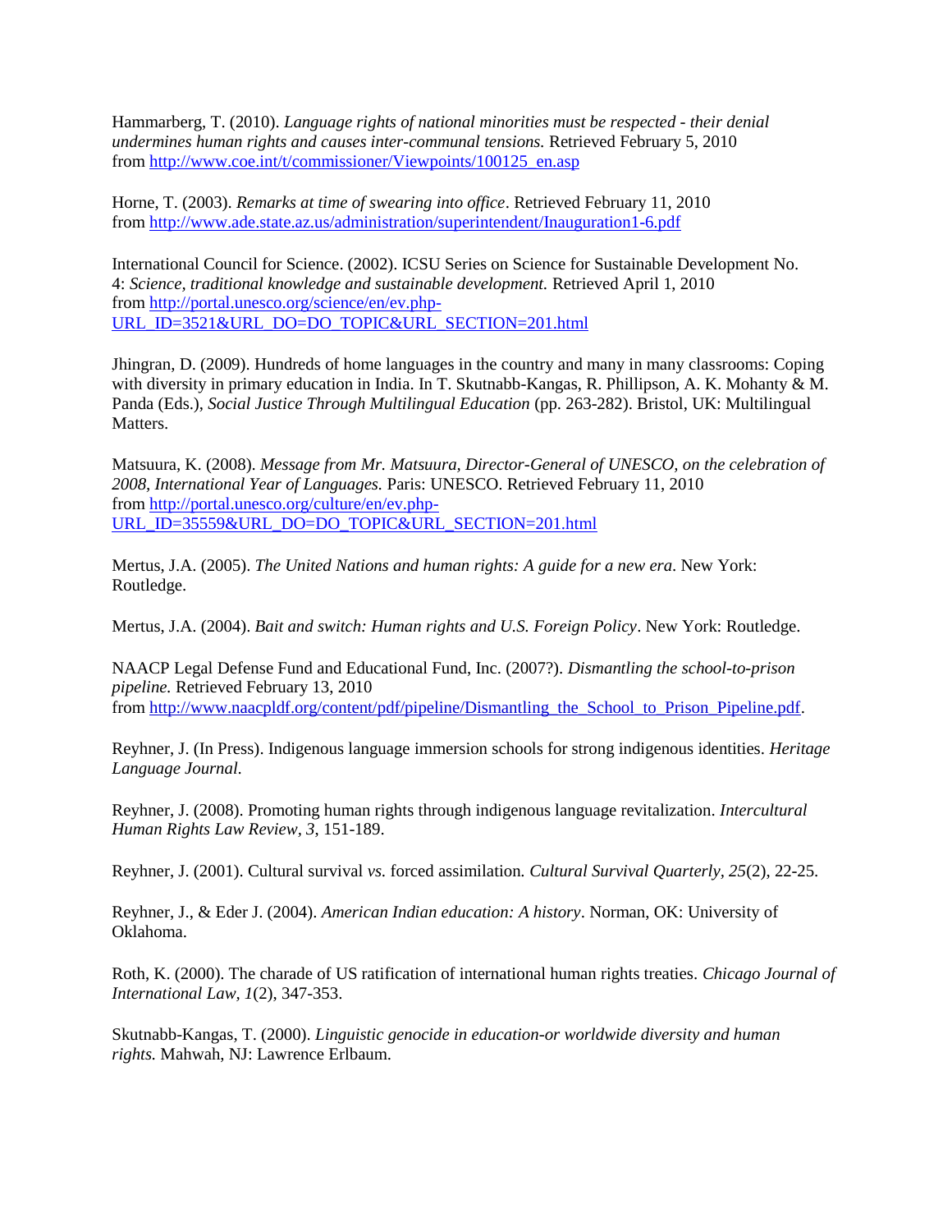Hammarberg, T. (2010). *Language rights of national minorities must be respected - their denial undermines human rights and causes inter-communal tensions.* Retrieved February 5, 2010 from http://www.coe.int/t/commissioner/Viewpoints/100125_en.asp

Horne, T. (2003). *Remarks at time of swearing into office*. Retrieved February 11, 2010 from http://www.ade.state.az.us/administration/superintendent/Inauguration1-6.pdf

International Council for Science. (2002). ICSU Series on Science for Sustainable Development No. 4: *Science, traditional knowledge and sustainable development.* Retrieved April 1, 2010 from http://portal.unesco.org/science/en/ev.php-URL_ID=3521&URL_DO=DO_TOPIC&URL_SECTION=201.html

Jhingran, D. (2009). Hundreds of home languages in the country and many in many classrooms: Coping with diversity in primary education in India. In T. Skutnabb-Kangas, R. Phillipson, A. K. Mohanty & M. Panda (Eds.), *Social Justice Through Multilingual Education* (pp. 263-282). Bristol, UK: Multilingual Matters.

Matsuura, K. (2008). *Message from Mr. Matsuura, Director-General of UNESCO, on the celebration of 2008, International Year of Languages.* Paris: UNESCO. Retrieved February 11, 2010 from http://portal.unesco.org/culture/en/ev.php-URL_ID=35559&URL_DO=DO_TOPIC&URL_SECTION=201.html

Mertus, J.A. (2005). *The United Nations and human rights: A guide for a new era*. New York: Routledge.

Mertus, J.A. (2004). *Bait and switch: Human rights and U.S. Foreign Policy*. New York: Routledge.

NAACP Legal Defense Fund and Educational Fund, Inc. (2007?). *Dismantling the school-to-prison pipeline.* Retrieved February 13, 2010 from http://www.naacpldf.org/content/pdf/pipeline/Dismantling_the_School_to_Prison_Pipeline.pdf.

Reyhner, J. (In Press). Indigenous language immersion schools for strong indigenous identities. *Heritage Language Journal.*

Reyhner, J. (2008). Promoting human rights through indigenous language revitalization. *Intercultural Human Rights Law Review, 3*, 151-189.

Reyhner, J. (2001). Cultural survival *vs.* forced assimilation. *Cultural Survival Quarterly, 25*(2), 22-25.

Reyhner, J., & Eder J. (2004). *American Indian education: A history*. Norman, OK: University of Oklahoma.

Roth, K. (2000). The charade of US ratification of international human rights treaties. *Chicago Journal of International Law, 1*(2), 347-353.

Skutnabb-Kangas, T. (2000). *Linguistic genocide in education-or worldwide diversity and human rights.* Mahwah, NJ: Lawrence Erlbaum.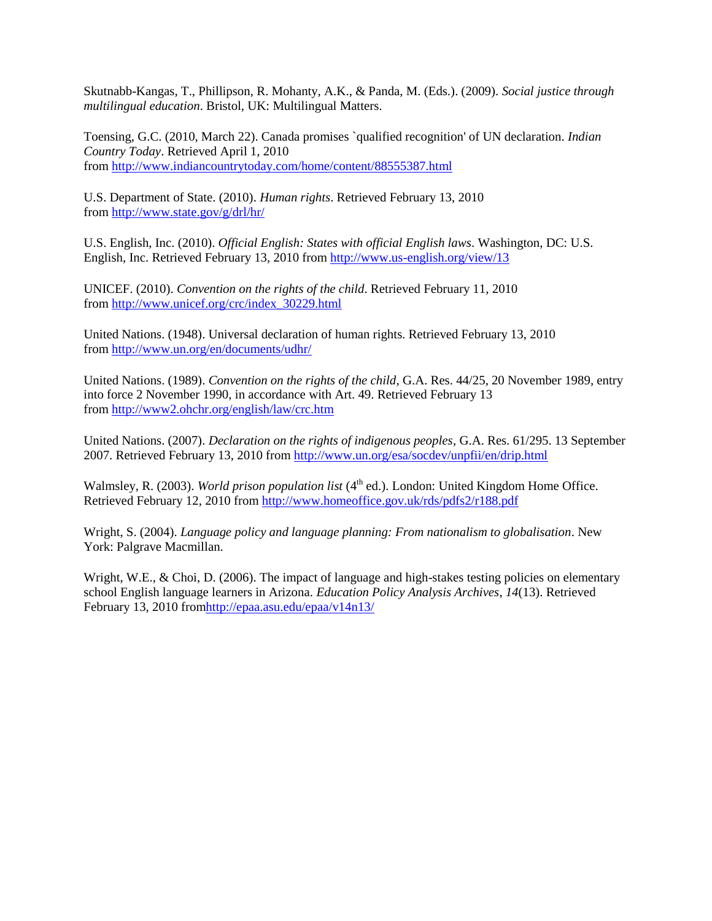Skutnabb-Kangas, T., Phillipson, R. Mohanty, A.K., & Panda, M. (Eds.). (2009). *Social justice through multilingual education*. Bristol, UK: Multilingual Matters.

Toensing, G.C. (2010, March 22). Canada promises `qualified recognition' of UN declaration. *Indian Country Today*. Retrieved April 1, 2010 from http://www.indiancountrytoday.com/home/content/88555387.html

U.S. Department of State. (2010). *Human rights*. Retrieved February 13, 2010 from http://www.state.gov/g/drl/hr/

U.S. English, Inc. (2010). *Official English: States with official English laws*. Washington, DC: U.S. English, Inc. Retrieved February 13, 2010 from http://www.us-english.org/view/13

UNICEF. (2010). *Convention on the rights of the child*. Retrieved February 11, 2010 from http://www.unicef.org/crc/index_30229.html

United Nations. (1948). Universal declaration of human rights. Retrieved February 13, 2010 from http://www.un.org/en/documents/udhr/

United Nations. (1989). *Convention on the rights of the child*, G.A. Res. 44/25, 20 November 1989, entry into force 2 November 1990, in accordance with Art. 49. Retrieved February 13 from http://www2.ohchr.org/english/law/crc.htm

United Nations. (2007). *Declaration on the rights of indigenous peoples*, G.A. Res. 61/295. 13 September 2007. Retrieved February 13, 2010 from http://www.un.org/esa/socdev/unpfii/en/drip.html

Walmsley, R. (2003). *World prison population list* (4th ed.). London: United Kingdom Home Office. Retrieved February 12, 2010 from http://www.homeoffice.gov.uk/rds/pdfs2/r188.pdf

Wright, S. (2004). *Language policy and language planning: From nationalism to globalisation*. New York: Palgrave Macmillan.

Wright, W.E., & Choi, D. (2006). The impact of language and high-stakes testing policies on elementary school English language learners in Arizona. *Education Policy Analysis Archives*, *14*(13). Retrieved February 13, 2010 fromhttp://epaa.asu.edu/epaa/v14n13/